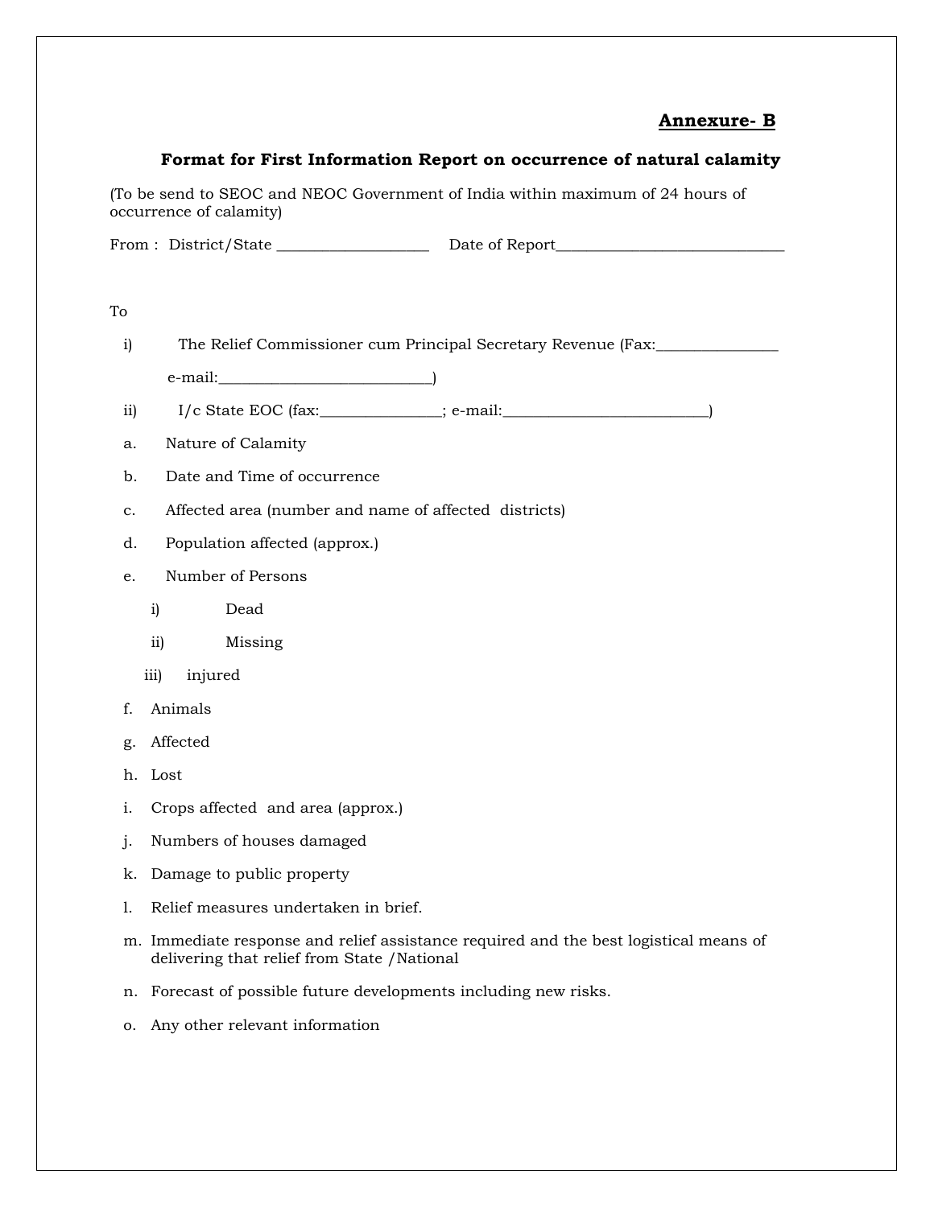**Annexure- B**

## Format for First Information Report on occurrence of natural calamity

(To be send to SEOC and NEOC Government of India within maximum of 24 hours of occurrence of calamity)

From : District/State ____________________ Date of Report______________________________

To

i) The Relief Commissioner cum Principal Secretary Revenue (Fax:________________ e-mail:___________________________)

ii) I/c State EOC (fax:________________; e-mail:__________________________)

a. Nature of Calamity

b. Date and Time of occurrence

c. Affected area (number and name of affected districts)

d. Population affected (approx.)

e. Number of Persons

   i) Dead

   ii) Missing

   iii) injured

f. Animals

g. Affected

h. Lost

i. Crops affected and area (approx.)

j. Numbers of houses damaged

k. Damage to public property

l. Relief measures undertaken in brief.

m. Immediate response and relief assistance required and the best logistical means of delivering that relief from State /National

n. Forecast of possible future developments including new risks.

o. Any other relevant information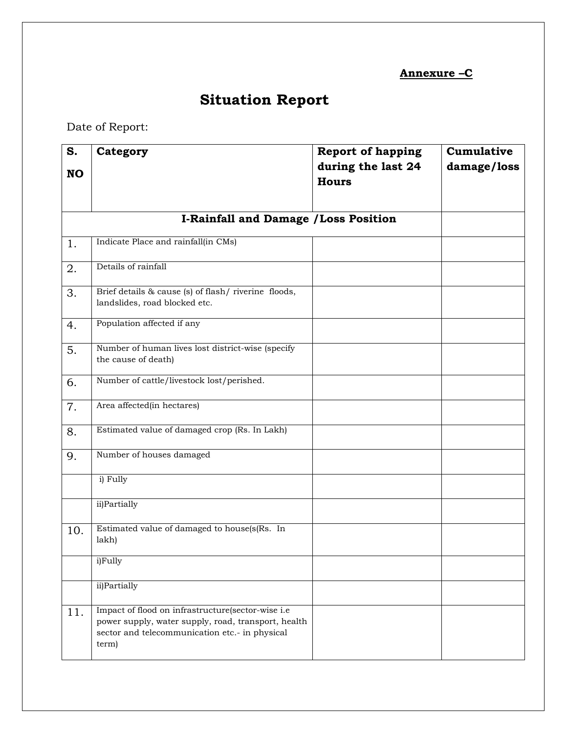**Annexure –C**

# Situation Report

Date of Report:

| S. NO | Category | Report of happing during the last 24 Hours | Cumulative damage/loss |
|---|---|---|---|
| | **I-Rainfall and Damage /Loss Position** | | |
| 1. | Indicate Place and rainfall(in CMs) | | |
| 2. | Details of rainfall | | |
| 3. | Brief details & cause (s) of flash/ riverine floods, landslides, road blocked etc. | | |
| 4. | Population affected if any | | |
| 5. | Number of human lives lost district-wise (specify the cause of death) | | |
| 6. | Number of cattle/livestock lost/perished. | | |
| 7. | Area affected(in hectares) | | |
| 8. | Estimated value of damaged crop (Rs. In Lakh) | | |
| 9. | Number of houses damaged | | |
| | i) Fully | | |
| | ii)Partially | | |
| 10. | Estimated value of damaged to house(s(Rs. In lakh) | | |
| | i)Fully | | |
| | ii)Partially | | |
| 11. | Impact of flood on infrastructure(sector-wise i.e power supply, water supply, road, transport, health sector and telecommunication etc.- in physical term) | | |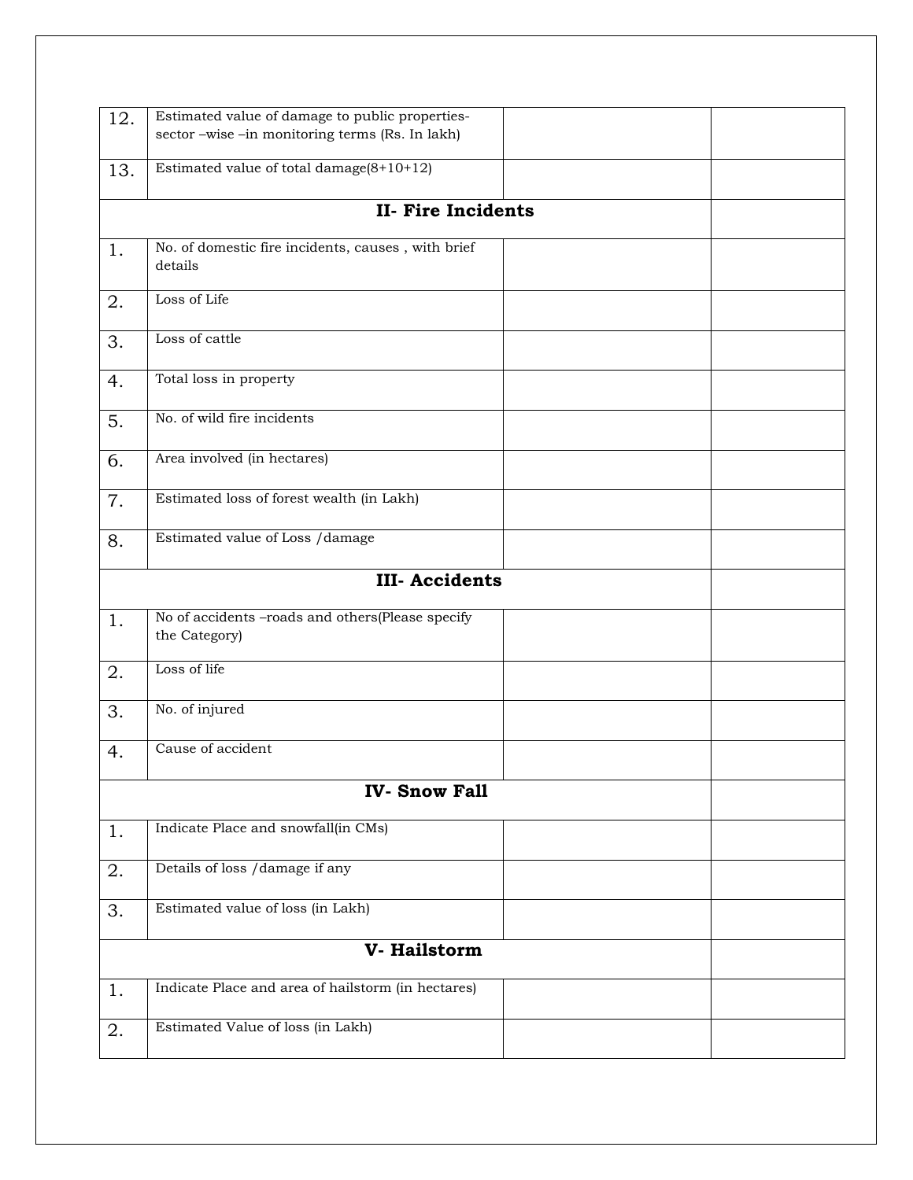| | | | |
|---|---|---|---|
| 12. | Estimated value of damage to public properties-sector –wise –in monitoring terms (Rs. In lakh) | | |
| 13. | Estimated value of total damage(8+10+12) | | |
| **II- Fire Incidents** | | | |
| 1. | No. of domestic fire incidents, causes , with brief details | | |
| 2. | Loss of Life | | |
| 3. | Loss of cattle | | |
| 4. | Total loss in property | | |
| 5. | No. of wild fire incidents | | |
| 6. | Area involved (in hectares) | | |
| 7. | Estimated loss of forest wealth (in Lakh) | | |
| 8. | Estimated value of Loss /damage | | |
| **III- Accidents** | | | |
| 1. | No of accidents –roads and others(Please specify the Category) | | |
| 2. | Loss of life | | |
| 3. | No. of injured | | |
| 4. | Cause of accident | | |
| **IV- Snow Fall** | | | |
| 1. | Indicate Place and snowfall(in CMs) | | |
| 2. | Details of loss /damage if any | | |
| 3. | Estimated value of loss (in Lakh) | | |
| **V- Hailstorm** | | | |
| 1. | Indicate Place and area of hailstorm (in hectares) | | |
| 2. | Estimated Value of loss (in Lakh) | | |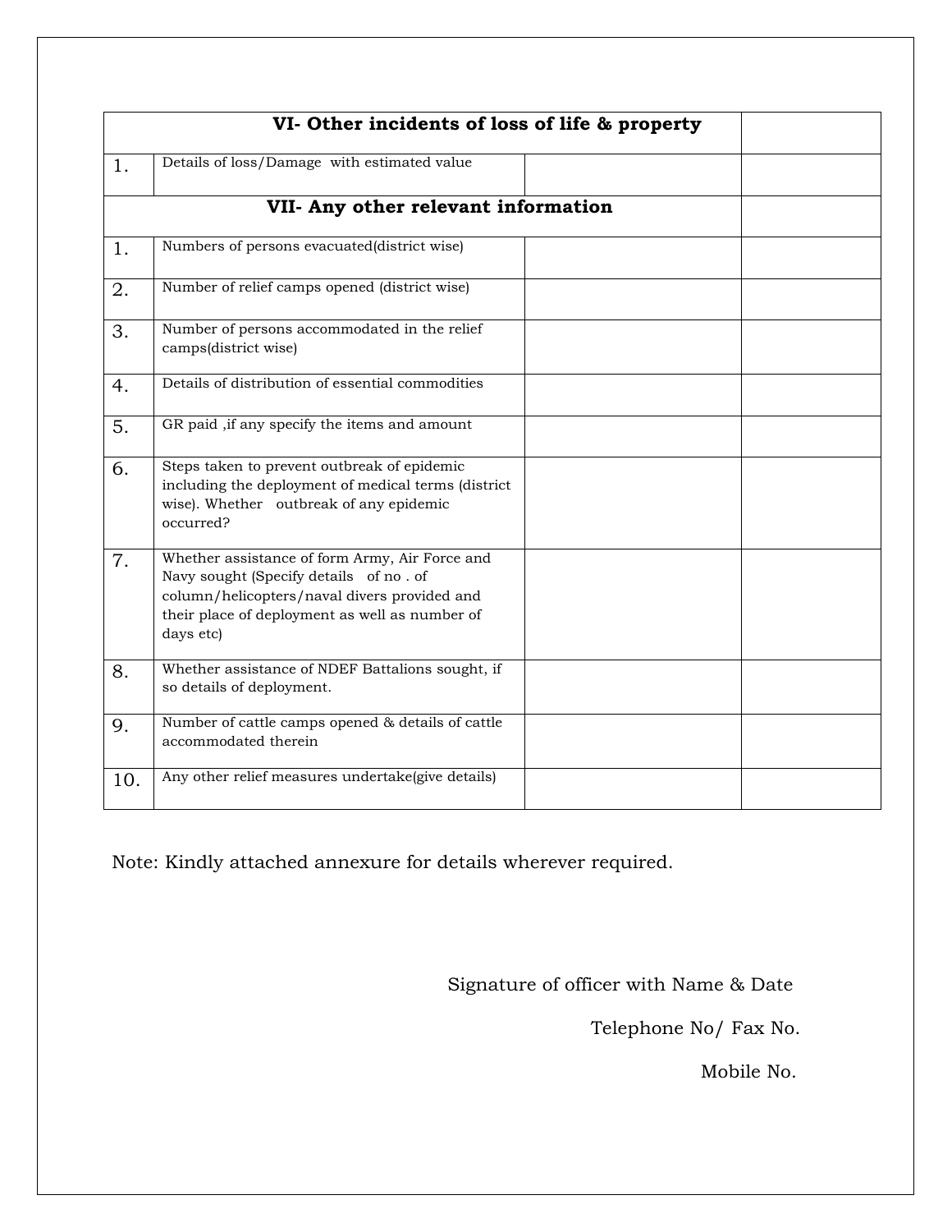| | | | |
|---|---|---|---|
| **VI- Other incidents of loss of life & property** | | | |
| 1. | Details of loss/Damage with estimated value | | |
| **VII- Any other relevant information** | | | |
| 1. | Numbers of persons evacuated(district wise) | | |
| 2. | Number of relief camps opened (district wise) | | |
| 3. | Number of persons accommodated in the relief camps(district wise) | | |
| 4. | Details of distribution of essential commodities | | |
| 5. | GR paid ,if any specify the items and amount | | |
| 6. | Steps taken to prevent outbreak of epidemic including the deployment of medical terms (district wise). Whether outbreak of any epidemic occurred? | | |
| 7. | Whether assistance of form Army, Air Force and Navy sought (Specify details of no . of column/helicopters/naval divers provided and their place of deployment as well as number of days etc) | | |
| 8. | Whether assistance of NDEF Battalions sought, if so details of deployment. | | |
| 9. | Number of cattle camps opened & details of cattle accommodated therein | | |
| 10. | Any other relief measures undertake(give details) | | |

Note: Kindly attached annexure for details wherever required.

Signature of officer with Name & Date

Telephone No/ Fax No.

Mobile No.